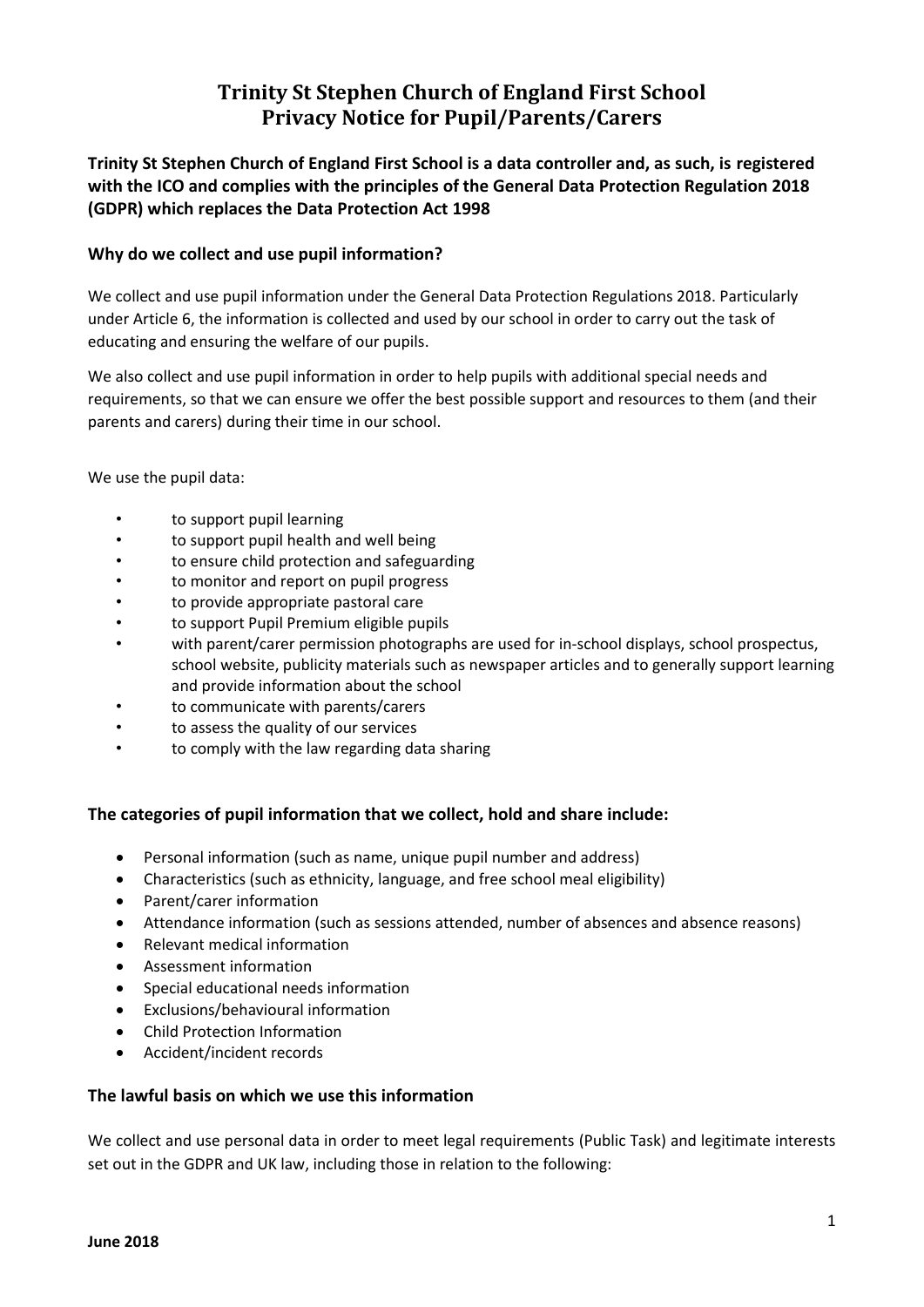# Trinity St Stephen Church of England First School
# Privacy Notice for Pupil/Parents/Carers

**Trinity St Stephen Church of England First School is a data controller and, as such, is registered with the ICO and complies with the principles of the General Data Protection Regulation 2018 (GDPR) which replaces the Data Protection Act 1998**

## Why do we collect and use pupil information?

We collect and use pupil information under the General Data Protection Regulations 2018. Particularly under Article 6, the information is collected and used by our school in order to carry out the task of educating and ensuring the welfare of our pupils.

We also collect and use pupil information in order to help pupils with additional special needs and requirements, so that we can ensure we offer the best possible support and resources to them (and their parents and carers) during their time in our school.

We use the pupil data:

- to support pupil learning
- to support pupil health and well being
- to ensure child protection and safeguarding
- to monitor and report on pupil progress
- to provide appropriate pastoral care
- to support Pupil Premium eligible pupils
- with parent/carer permission photographs are used for in-school displays, school prospectus, school website, publicity materials such as newspaper articles and to generally support learning and provide information about the school
- to communicate with parents/carers
- to assess the quality of our services
- to comply with the law regarding data sharing

## The categories of pupil information that we collect, hold and share include:

- Personal information (such as name, unique pupil number and address)
- Characteristics (such as ethnicity, language, and free school meal eligibility)
- Parent/carer information
- Attendance information (such as sessions attended, number of absences and absence reasons)
- Relevant medical information
- Assessment information
- Special educational needs information
- Exclusions/behavioural information
- Child Protection Information
- Accident/incident records

## The lawful basis on which we use this information

We collect and use personal data in order to meet legal requirements (Public Task) and legitimate interests set out in the GDPR and UK law, including those in relation to the following:

**June 2018**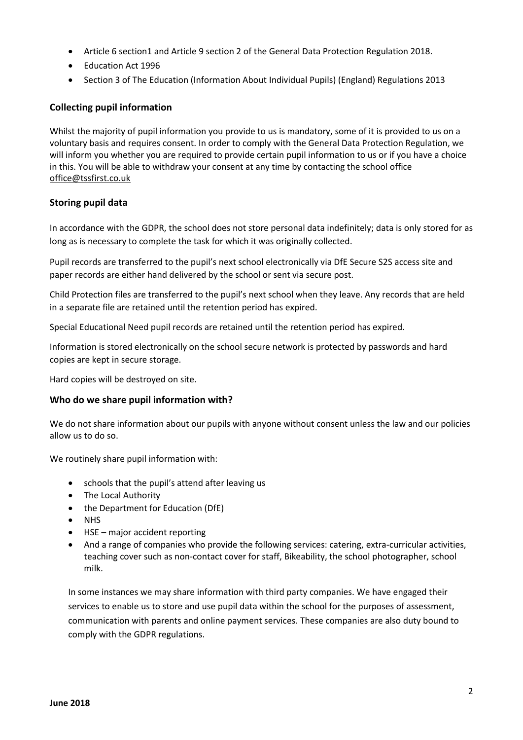- Article 6 section1 and Article 9 section 2 of the General Data Protection Regulation 2018.
- Education Act 1996
- Section 3 of The Education (Information About Individual Pupils) (England) Regulations 2013

### Collecting pupil information

Whilst the majority of pupil information you provide to us is mandatory, some of it is provided to us on a voluntary basis and requires consent. In order to comply with the General Data Protection Regulation, we will inform you whether you are required to provide certain pupil information to us or if you have a choice in this. You will be able to withdraw your consent at any time by contacting the school office office@tssfirst.co.uk

### Storing pupil data

In accordance with the GDPR, the school does not store personal data indefinitely; data is only stored for as long as is necessary to complete the task for which it was originally collected.

Pupil records are transferred to the pupil's next school electronically via DfE Secure S2S access site and paper records are either hand delivered by the school or sent via secure post.

Child Protection files are transferred to the pupil's next school when they leave. Any records that are held in a separate file are retained until the retention period has expired.

Special Educational Need pupil records are retained until the retention period has expired.

Information is stored electronically on the school secure network is protected by passwords and hard copies are kept in secure storage.

Hard copies will be destroyed on site.

### Who do we share pupil information with?

We do not share information about our pupils with anyone without consent unless the law and our policies allow us to do so.

We routinely share pupil information with:

- schools that the pupil's attend after leaving us
- The Local Authority
- the Department for Education (DfE)
- NHS
- HSE – major accident reporting
- And a range of companies who provide the following services: catering, extra-curricular activities, teaching cover such as non-contact cover for staff, Bikeability, the school photographer, school milk.

In some instances we may share information with third party companies. We have engaged their services to enable us to store and use pupil data within the school for the purposes of assessment, communication with parents and online payment services. These companies are also duty bound to comply with the GDPR regulations.

**June 2018**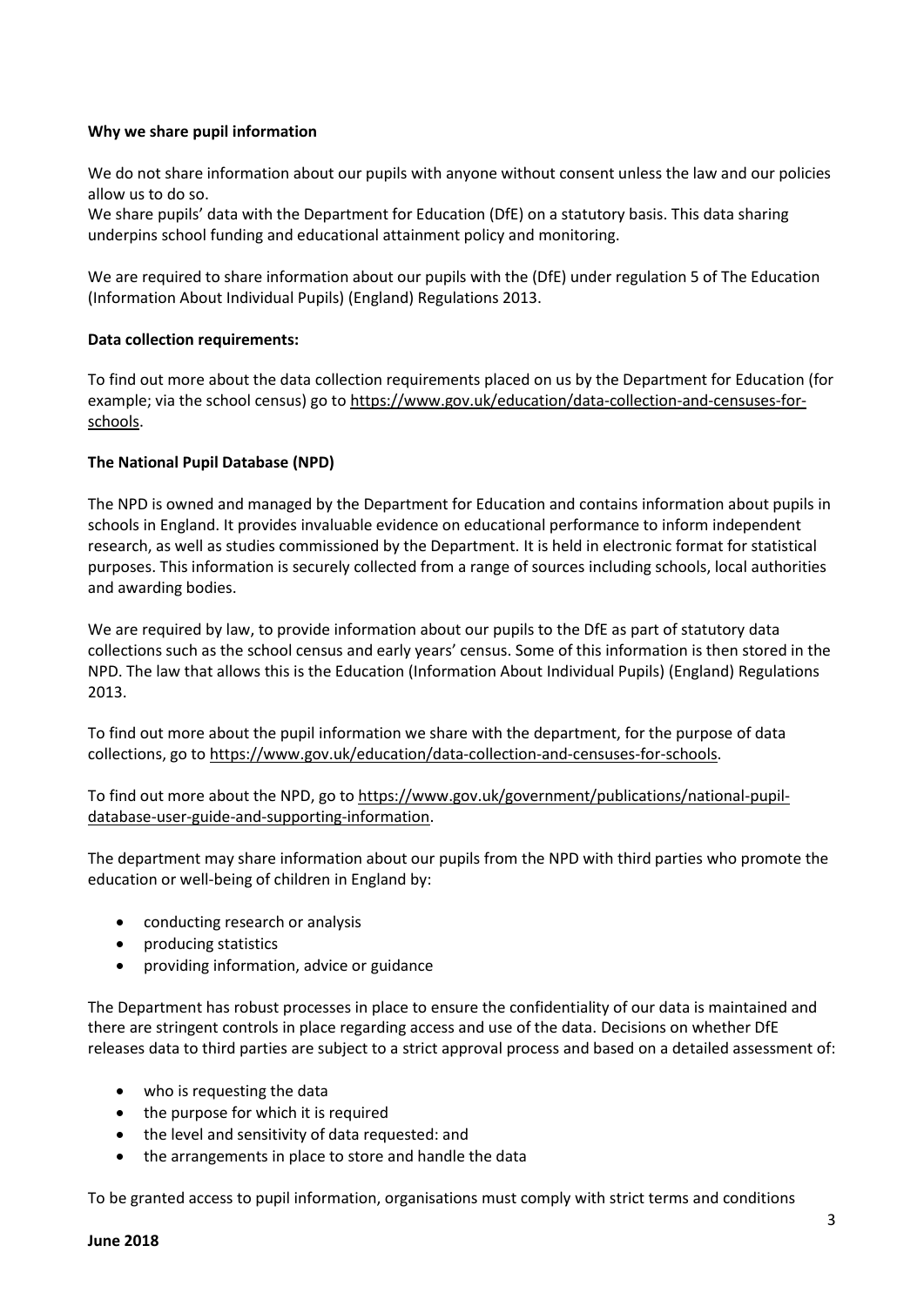**Why we share pupil information**

We do not share information about our pupils with anyone without consent unless the law and our policies allow us to do so.
We share pupils' data with the Department for Education (DfE) on a statutory basis. This data sharing underpins school funding and educational attainment policy and monitoring.

We are required to share information about our pupils with the (DfE) under regulation 5 of The Education (Information About Individual Pupils) (England) Regulations 2013.

**Data collection requirements:**

To find out more about the data collection requirements placed on us by the Department for Education (for example; via the school census) go to https://www.gov.uk/education/data-collection-and-censuses-for-schools.

**The National Pupil Database (NPD)**

The NPD is owned and managed by the Department for Education and contains information about pupils in schools in England. It provides invaluable evidence on educational performance to inform independent research, as well as studies commissioned by the Department. It is held in electronic format for statistical purposes. This information is securely collected from a range of sources including schools, local authorities and awarding bodies.

We are required by law, to provide information about our pupils to the DfE as part of statutory data collections such as the school census and early years' census. Some of this information is then stored in the NPD. The law that allows this is the Education (Information About Individual Pupils) (England) Regulations 2013.

To find out more about the pupil information we share with the department, for the purpose of data collections, go to https://www.gov.uk/education/data-collection-and-censuses-for-schools.

To find out more about the NPD, go to https://www.gov.uk/government/publications/national-pupil-database-user-guide-and-supporting-information.

The department may share information about our pupils from the NPD with third parties who promote the education or well-being of children in England by:

- conducting research or analysis
- producing statistics
- providing information, advice or guidance

The Department has robust processes in place to ensure the confidentiality of our data is maintained and there are stringent controls in place regarding access and use of the data. Decisions on whether DfE releases data to third parties are subject to a strict approval process and based on a detailed assessment of:

- who is requesting the data
- the purpose for which it is required
- the level and sensitivity of data requested: and
- the arrangements in place to store and handle the data

To be granted access to pupil information, organisations must comply with strict terms and conditions

**June 2018**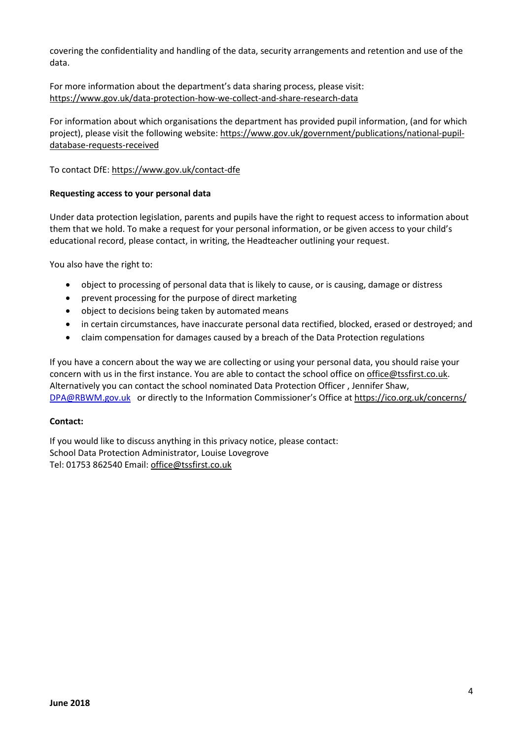covering the confidentiality and handling of the data, security arrangements and retention and use of the data.

For more information about the department's data sharing process, please visit: https://www.gov.uk/data-protection-how-we-collect-and-share-research-data

For information about which organisations the department has provided pupil information, (and for which project), please visit the following website: https://www.gov.uk/government/publications/national-pupil-database-requests-received

To contact DfE: https://www.gov.uk/contact-dfe

**Requesting access to your personal data**

Under data protection legislation, parents and pupils have the right to request access to information about them that we hold. To make a request for your personal information, or be given access to your child's educational record, please contact, in writing, the Headteacher outlining your request.

You also have the right to:

- object to processing of personal data that is likely to cause, or is causing, damage or distress
- prevent processing for the purpose of direct marketing
- object to decisions being taken by automated means
- in certain circumstances, have inaccurate personal data rectified, blocked, erased or destroyed; and
- claim compensation for damages caused by a breach of the Data Protection regulations

If you have a concern about the way we are collecting or using your personal data, you should raise your concern with us in the first instance. You are able to contact the school office on office@tssfirst.co.uk. Alternatively you can contact the school nominated Data Protection Officer , Jennifer Shaw, DPA@RBWM.gov.uk or directly to the Information Commissioner's Office at https://ico.org.uk/concerns/

**Contact:**

If you would like to discuss anything in this privacy notice, please contact:
School Data Protection Administrator, Louise Lovegrove
Tel: 01753 862540 Email: office@tssfirst.co.uk

**June 2018**